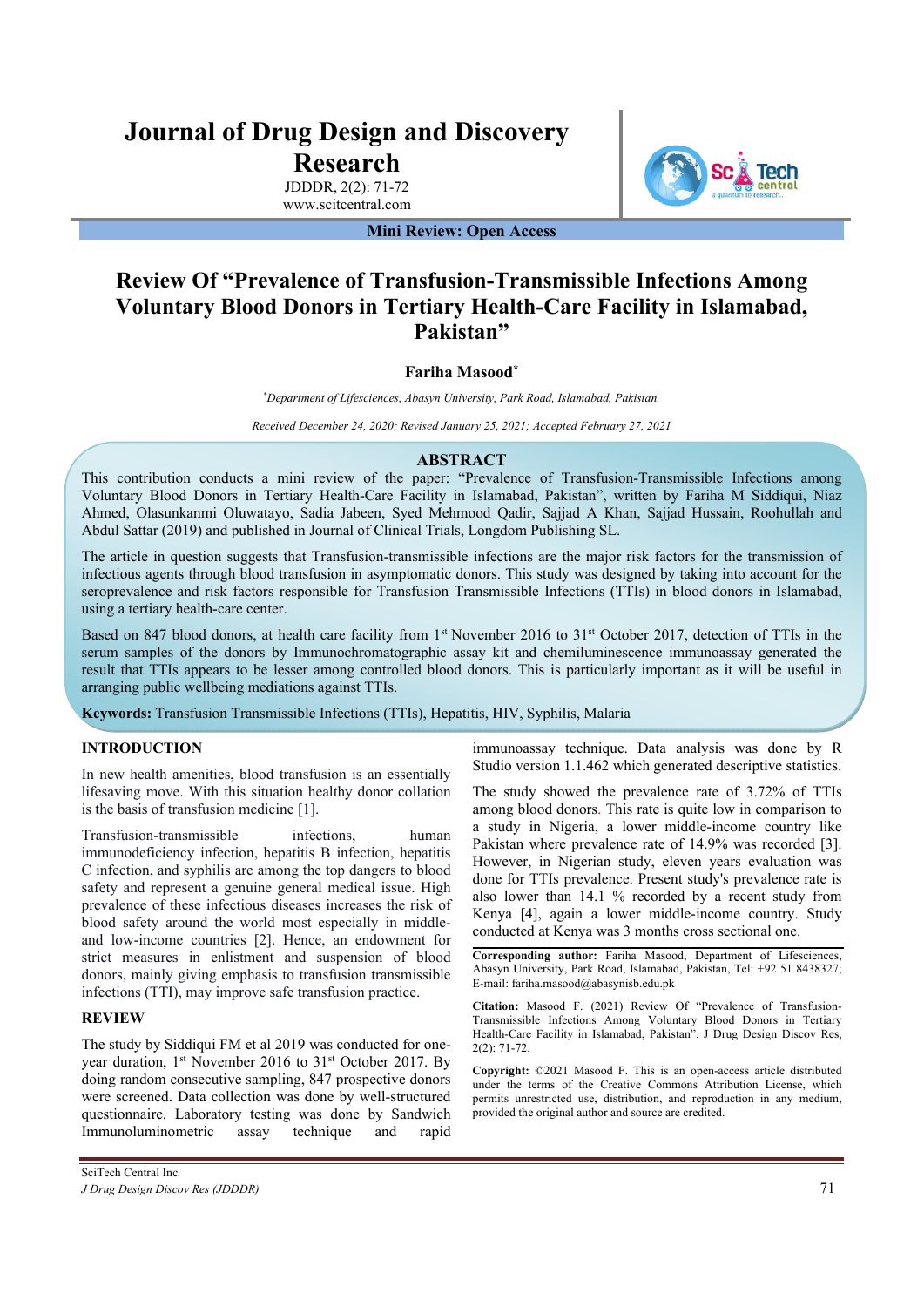# Journal of Drug Design and Discovery Research

JDDDR, 2(2): 71-72

www.scitcentral.com

**Mini Review: Open Access**

# Review Of "Prevalence of Transfusion-Transmissible Infections Among Voluntary Blood Donors in Tertiary Health-Care Facility in Islamabad, Pakistan"

**Fariha Masood***

*Department of Lifesciences, Abasyn University, Park Road, Islamabad, Pakistan.*

*Received December 24, 2020; Revised January 25, 2021; Accepted February 27, 2021*

## ABSTRACT

This contribution conducts a mini review of the paper: "Prevalence of Transfusion-Transmissible Infections among Voluntary Blood Donors in Tertiary Health-Care Facility in Islamabad, Pakistan", written by Fariha M Siddiqui, Niaz Ahmed, Olasunkanmi Oluwatayo, Sadia Jabeen, Syed Mehmood Qadir, Sajjad A Khan, Sajjad Hussain, Roohullah and Abdul Sattar (2019) and published in Journal of Clinical Trials, Longdom Publishing SL.

The article in question suggests that Transfusion-transmissible infections are the major risk factors for the transmission of infectious agents through blood transfusion in asymptomatic donors. This study was designed by taking into account for the seroprevalence and risk factors responsible for Transfusion Transmissible Infections (TTIs) in blood donors in Islamabad, using a tertiary health-care center.

Based on 847 blood donors, at health care facility from 1st November 2016 to 31st October 2017, detection of TTIs in the serum samples of the donors by Immunochromatographic assay kit and chemiluminescence immunoassay generated the result that TTIs appears to be lesser among controlled blood donors. This is particularly important as it will be useful in arranging public wellbeing mediations against TTIs.

**Keywords:** Transfusion Transmissible Infections (TTIs), Hepatitis, HIV, Syphilis, Malaria

## INTRODUCTION

In new health amenities, blood transfusion is an essentially lifesaving move. With this situation healthy donor collation is the basis of transfusion medicine [1].

Transfusion-transmissible infections, human immunodeficiency infection, hepatitis B infection, hepatitis C infection, and syphilis are among the top dangers to blood safety and represent a genuine general medical issue. High prevalence of these infectious diseases increases the risk of blood safety around the world most especially in middle- and low-income countries [2]. Hence, an endowment for strict measures in enlistment and suspension of blood donors, mainly giving emphasis to transfusion transmissible infections (TTI), may improve safe transfusion practice.

## REVIEW

The study by Siddiqui FM et al 2019 was conducted for one-year duration, 1st November 2016 to 31st October 2017. By doing random consecutive sampling, 847 prospective donors were screened. Data collection was done by well-structured questionnaire. Laboratory testing was done by Sandwich Immunoluminometric assay technique and rapid immunoassay technique. Data analysis was done by R Studio version 1.1.462 which generated descriptive statistics.

The study showed the prevalence rate of 3.72% of TTIs among blood donors. This rate is quite low in comparison to a study in Nigeria, a lower middle-income country like Pakistan where prevalence rate of 14.9% was recorded [3]. However, in Nigerian study, eleven years evaluation was done for TTIs prevalence. Present study's prevalence rate is also lower than 14.1 % recorded by a recent study from Kenya [4], again a lower middle-income country. Study conducted at Kenya was 3 months cross sectional one.

**Corresponding author:** Fariha Masood, Department of Lifesciences, Abasyn University, Park Road, Islamabad, Pakistan, Tel: +92 51 8438327; E-mail: fariha.masood@abasynisb.edu.pk

**Citation:** Masood F. (2021) Review Of "Prevalence of Transfusion-Transmissible Infections Among Voluntary Blood Donors in Tertiary Health-Care Facility in Islamabad, Pakistan". J Drug Design Discov Res, 2(2): 71-72.

**Copyright:** ©2021 Masood F. This is an open-access article distributed under the terms of the Creative Commons Attribution License, which permits unrestricted use, distribution, and reproduction in any medium, provided the original author and source are credited.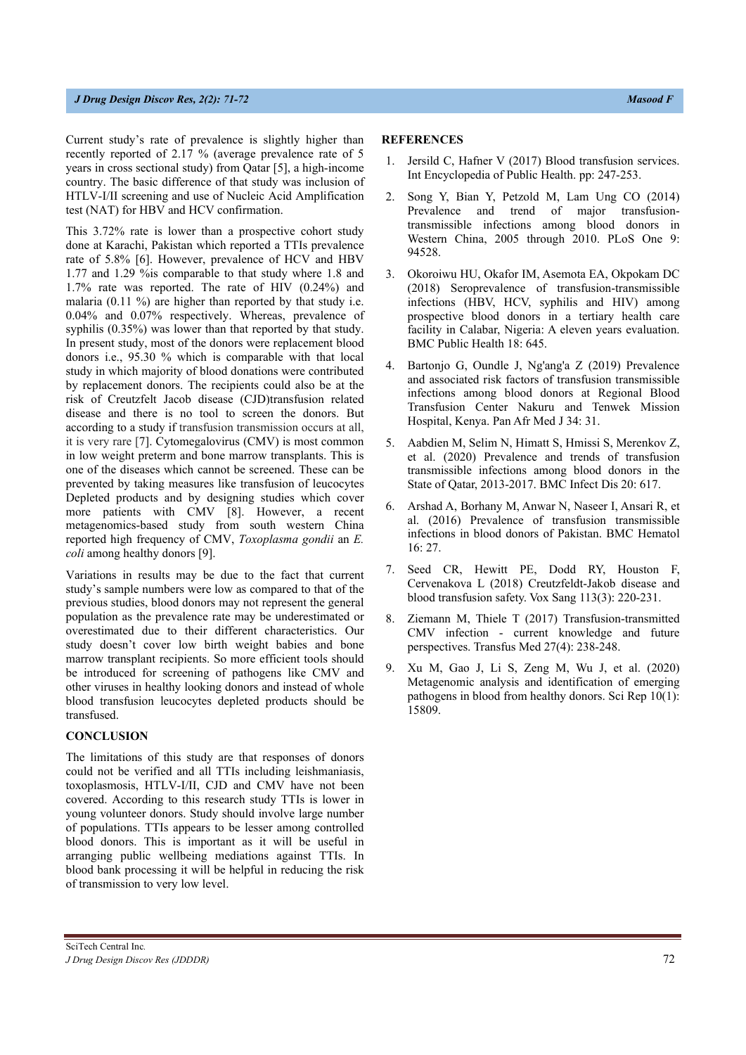Current study's rate of prevalence is slightly higher than recently reported of 2.17 % (average prevalence rate of 5 years in cross sectional study) from Qatar [5], a high-income country. The basic difference of that study was inclusion of HTLV-I/II screening and use of Nucleic Acid Amplification test (NAT) for HBV and HCV confirmation.

This 3.72% rate is lower than a prospective cohort study done at Karachi, Pakistan which reported a TTIs prevalence rate of 5.8% [6]. However, prevalence of HCV and HBV 1.77 and 1.29 %is comparable to that study where 1.8 and 1.7% rate was reported. The rate of HIV (0.24%) and malaria (0.11 %) are higher than reported by that study i.e. 0.04% and 0.07% respectively. Whereas, prevalence of syphilis (0.35%) was lower than that reported by that study. In present study, most of the donors were replacement blood donors i.e., 95.30 % which is comparable with that local study in which majority of blood donations were contributed by replacement donors. The recipients could also be at the risk of Creutzfelt Jacob disease (CJD)transfusion related disease and there is no tool to screen the donors. But according to a study if transfusion transmission occurs at all, it is very rare [7]. Cytomegalovirus (CMV) is most common in low weight preterm and bone marrow transplants. This is one of the diseases which cannot be screened. These can be prevented by taking measures like transfusion of leucocytes Depleted products and by designing studies which cover more patients with CMV [8]. However, a recent metagenomics-based study from south western China reported high frequency of CMV, *Toxoplasma gondii* an *E. coli* among healthy donors [9].

Variations in results may be due to the fact that current study's sample numbers were low as compared to that of the previous studies, blood donors may not represent the general population as the prevalence rate may be underestimated or overestimated due to their different characteristics. Our study doesn't cover low birth weight babies and bone marrow transplant recipients. So more efficient tools should be introduced for screening of pathogens like CMV and other viruses in healthy looking donors and instead of whole blood transfusion leucocytes depleted products should be transfused.

## CONCLUSION

The limitations of this study are that responses of donors could not be verified and all TTIs including leishmaniasis, toxoplasmosis, HTLV-I/II, CJD and CMV have not been covered. According to this research study TTIs is lower in young volunteer donors. Study should involve large number of populations. TTIs appears to be lesser among controlled blood donors. This is important as it will be useful in arranging public wellbeing mediations against TTIs. In blood bank processing it will be helpful in reducing the risk of transmission to very low level.

## REFERENCES

1. Jersild C, Hafner V (2017) Blood transfusion services. Int Encyclopedia of Public Health. pp: 247-253.
2. Song Y, Bian Y, Petzold M, Lam Ung CO (2014) Prevalence and trend of major transfusion-transmissible infections among blood donors in Western China, 2005 through 2010. PLoS One 9: 94528.
3. Okoroiwu HU, Okafor IM, Asemota EA, Okpokam DC (2018) Seroprevalence of transfusion-transmissible infections (HBV, HCV, syphilis and HIV) among prospective blood donors in a tertiary health care facility in Calabar, Nigeria: A eleven years evaluation. BMC Public Health 18: 645.
4. Bartonjo G, Oundle J, Ng'ang'a Z (2019) Prevalence and associated risk factors of transfusion transmissible infections among blood donors at Regional Blood Transfusion Center Nakuru and Tenwek Mission Hospital, Kenya. Pan Afr Med J 34: 31.
5. Aabdien M, Selim N, Himatt S, Hmissi S, Merenkov Z, et al. (2020) Prevalence and trends of transfusion transmissible infections among blood donors in the State of Qatar, 2013-2017. BMC Infect Dis 20: 617.
6. Arshad A, Borhany M, Anwar N, Naseer I, Ansari R, et al. (2016) Prevalence of transfusion transmissible infections in blood donors of Pakistan. BMC Hematol 16: 27.
7. Seed CR, Hewitt PE, Dodd RY, Houston F, Cervenakova L (2018) Creutzfeldt-Jakob disease and blood transfusion safety. Vox Sang 113(3): 220-231.
8. Ziemann M, Thiele T (2017) Transfusion-transmitted CMV infection - current knowledge and future perspectives. Transfus Med 27(4): 238-248.
9. Xu M, Gao J, Li S, Zeng M, Wu J, et al. (2020) Metagenomic analysis and identification of emerging pathogens in blood from healthy donors. Sci Rep 10(1): 15809.